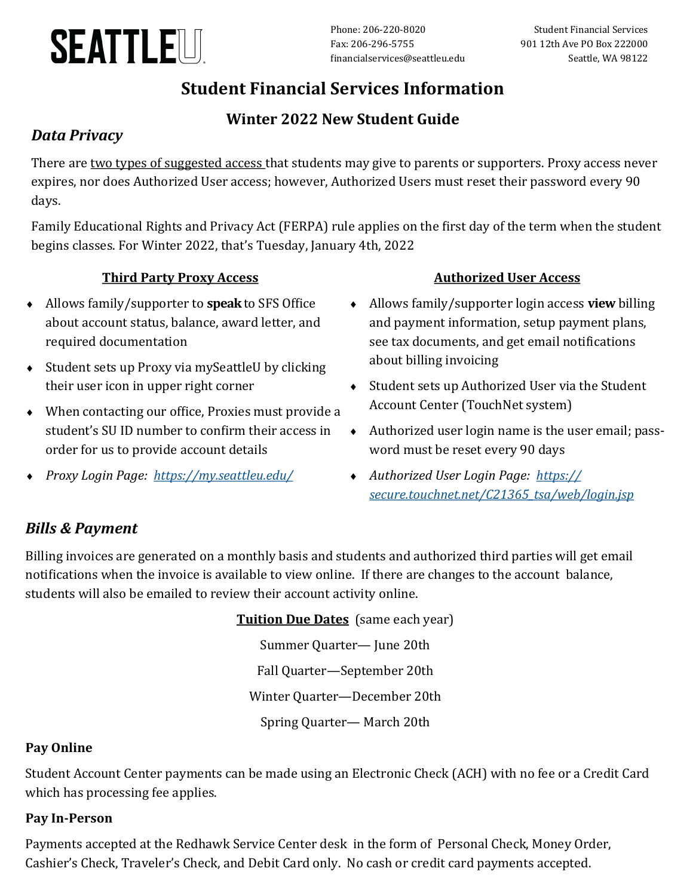SEATTLEU

Phone: 206-220-8020
Fax: 206-296-5755
financialservices@seattleu.edu

Student Financial Services
901 12th Ave PO Box 222000
Seattle, WA 98122

# Student Financial Services Information

## Winter 2022 New Student Guide

### *Data Privacy*

There are two types of suggested access that students may give to parents or supporters. Proxy access never expires, nor does Authorized User access; however, Authorized Users must reset their password every 90 days.

Family Educational Rights and Privacy Act (FERPA) rule applies on the first day of the term when the student begins classes. For Winter 2022, that's Tuesday, January 4th, 2022

**Third Party Proxy Access**

- Allows family/supporter to **speak** to SFS Office about account status, balance, award letter, and required documentation
- Student sets up Proxy via mySeattleU by clicking their user icon in upper right corner
- When contacting our office, Proxies must provide a student's SU ID number to confirm their access in order for us to provide account details
- *Proxy Login Page: https://my.seattleu.edu/*

**Authorized User Access**

- Allows family/supporter login access **view** billing and payment information, setup payment plans, see tax documents, and get email notifications about billing invoicing
- Student sets up Authorized User via the Student Account Center (TouchNet system)
- Authorized user login name is the user email; password must be reset every 90 days
- *Authorized User Login Page: https://secure.touchnet.net/C21365_tsa/web/login.jsp*

### *Bills & Payment*

Billing invoices are generated on a monthly basis and students and authorized third parties will get email notifications when the invoice is available to view online. If there are changes to the account balance, students will also be emailed to review their account activity online.

**Tuition Due Dates** (same each year)

Summer Quarter— June 20th

Fall Quarter—September 20th

Winter Quarter—December 20th

Spring Quarter— March 20th

**Pay Online**

Student Account Center payments can be made using an Electronic Check (ACH) with no fee or a Credit Card which has processing fee applies.

**Pay In-Person**

Payments accepted at the Redhawk Service Center desk in the form of Personal Check, Money Order, Cashier's Check, Traveler's Check, and Debit Card only. No cash or credit card payments accepted.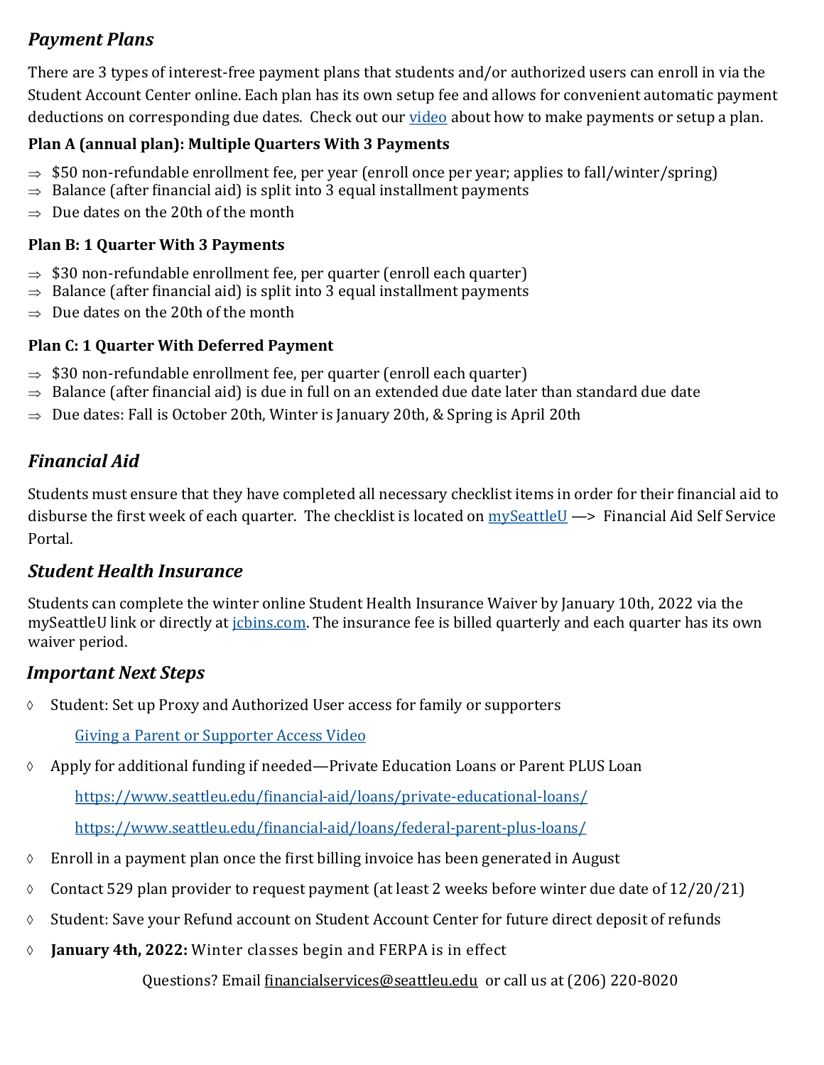## *Payment Plans*

There are 3 types of interest-free payment plans that students and/or authorized users can enroll in via the Student Account Center online. Each plan has its own setup fee and allows for convenient automatic payment deductions on corresponding due dates. Check out our video about how to make payments or setup a plan.

**Plan A (annual plan): Multiple Quarters With 3 Payments**

- ⇒ $50 non-refundable enrollment fee, per year (enroll once per year; applies to fall/winter/spring)
- ⇒ Balance (after financial aid) is split into 3 equal installment payments
- ⇒ Due dates on the 20th of the month

**Plan B: 1 Quarter With 3 Payments**

- ⇒ $30 non-refundable enrollment fee, per quarter (enroll each quarter)
- ⇒ Balance (after financial aid) is split into 3 equal installment payments
- ⇒ Due dates on the 20th of the month

**Plan C: 1 Quarter With Deferred Payment**

- ⇒ $30 non-refundable enrollment fee, per quarter (enroll each quarter)
- ⇒ Balance (after financial aid) is due in full on an extended due date later than standard due date
- ⇒ Due dates: Fall is October 20th, Winter is January 20th, & Spring is April 20th

## *Financial Aid*

Students must ensure that they have completed all necessary checklist items in order for their financial aid to disburse the first week of each quarter. The checklist is located on mySeattleU —> Financial Aid Self Service Portal.

## *Student Health Insurance*

Students can complete the winter online Student Health Insurance Waiver by January 10th, 2022 via the mySeattleU link or directly at jcbins.com. The insurance fee is billed quarterly and each quarter has its own waiver period.

## *Important Next Steps*

- ◊ Student: Set up Proxy and Authorized User access for family or supporters

  Giving a Parent or Supporter Access Video

- ◊ Apply for additional funding if needed—Private Education Loans or Parent PLUS Loan

  https://www.seattleu.edu/financial-aid/loans/private-educational-loans/

  https://www.seattleu.edu/financial-aid/loans/federal-parent-plus-loans/

- ◊ Enroll in a payment plan once the first billing invoice has been generated in August
- ◊ Contact 529 plan provider to request payment (at least 2 weeks before winter due date of 12/20/21)
- ◊ Student: Save your Refund account on Student Account Center for future direct deposit of refunds
- ◊ **January 4th, 2022:** Winter classes begin and FERPA is in effect

Questions? Email financialservices@seattleu.edu or call us at (206) 220-8020